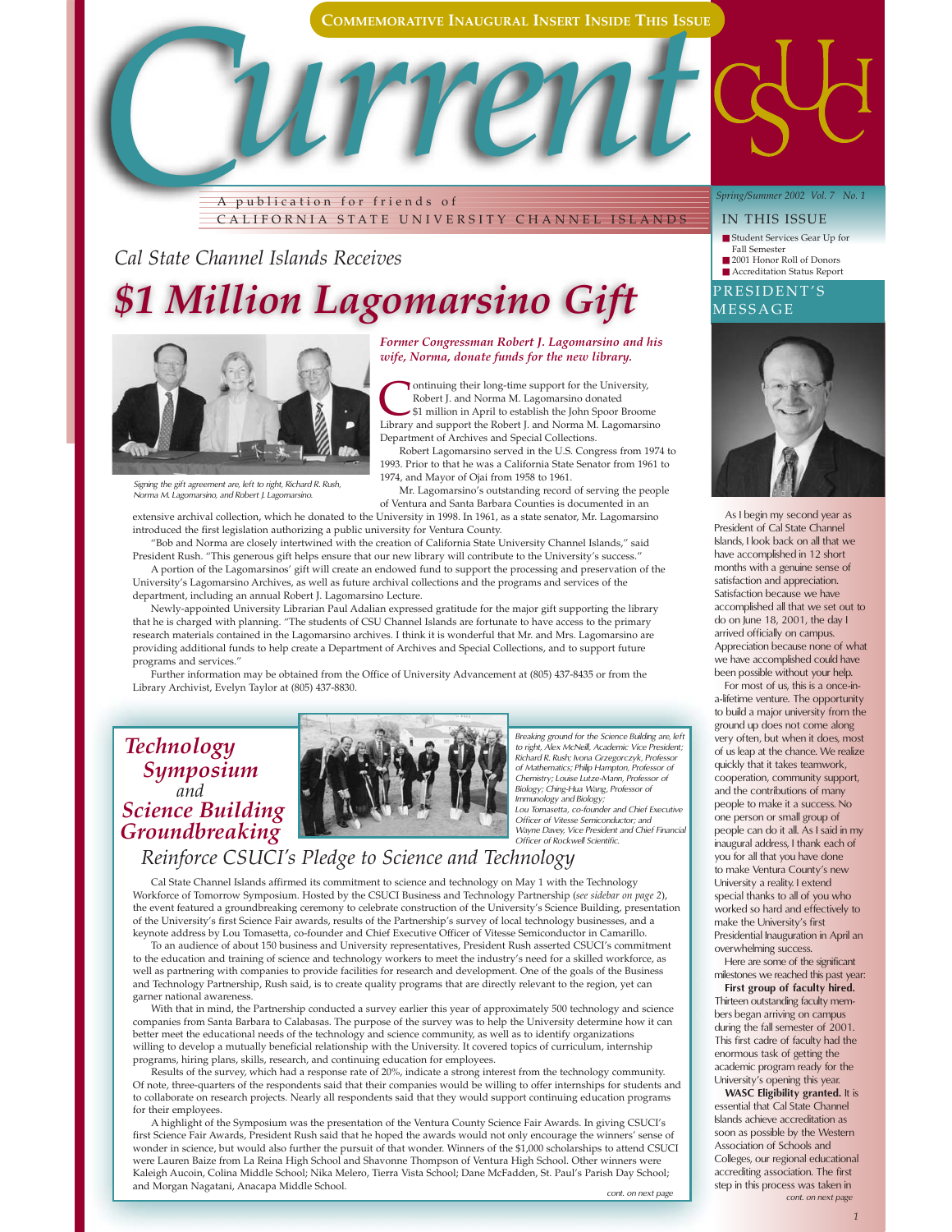COMMEMORATIVE INAUGURAL INSERT INSIDE THIS ISSUE

# Current

A publication for friends of CALIFORNIA STATE UNIVERSITY CHANNEL ISLANDS

CSUCI

*Spring/Summer 2002 Vol. 7 No. 1*

## IN THIS ISSUE

- Student Services Gear Up for Fall Semester
- 2001 Honor Roll of Donors
- Accreditation Status Report

## Cal State Channel Islands Receives

# $1 Million Lagomarsino Gift

*Signing the gift agreement are, left to right, Richard R. Rush, Norma M. Lagomarsino, and Robert J. Lagomarsino.*

***Former Congressman Robert J. Lagomarsino and his wife, Norma, donate funds for the new library.***

Continuing their long-time support for the University, Robert J. and Norma M. Lagomarsino donated $1 million in April to establish the John Spoor Broome Library and support the Robert J. and Norma M. Lagomarsino Department of Archives and Special Collections.

Robert Lagomarsino served in the U.S. Congress from 1974 to 1993. Prior to that he was a California State Senator from 1961 to 1974, and Mayor of Ojai from 1958 to 1961.

Mr. Lagomarsino's outstanding record of serving the people of Ventura and Santa Barbara Counties is documented in an extensive archival collection, which he donated to the University in 1998. In 1961, as a state senator, Mr. Lagomarsino introduced the first legislation authorizing a public university for Ventura County.

"Bob and Norma are closely intertwined with the creation of California State University Channel Islands," said President Rush. "This generous gift helps ensure that our new library will contribute to the University's success."

A portion of the Lagomarsinos' gift will create an endowed fund to support the processing and preservation of the University's Lagomarsino Archives, as well as future archival collections and the programs and services of the department, including an annual Robert J. Lagomarsino Lecture.

Newly-appointed University Librarian Paul Adalian expressed gratitude for the major gift supporting the library that he is charged with planning. "The students of CSU Channel Islands are fortunate to have access to the primary research materials contained in the Lagomarsino archives. I think it is wonderful that Mr. and Mrs. Lagomarsino are providing additional funds to help create a Department of Archives and Special Collections, and to support future programs and services."

Further information may be obtained from the Office of University Advancement at (805) 437-8435 or from the Library Archivist, Evelyn Taylor at (805) 437-8830.

## *Technology Symposium and Science Building Groundbreaking*

### *Reinforce CSUCI's Pledge to Science and Technology*

*Breaking ground for the Science Building are, left to right, Alex McNeill, Academic Vice President; Richard R. Rush; Ivona Grzegorczyk, Professor of Mathematics; Philip Hampton, Professor of Chemistry; Louise Lutze-Mann, Professor of Biology; Ching-Hua Wang, Professor of Immunology and Biology; Lou Tomasetta, co-founder and Chief Executive Officer of Vitesse Semiconductor; and Wayne Davey, Vice President and Chief Financial Officer of Rockwell Scientific.*

Cal State Channel Islands affirmed its commitment to science and technology on May 1 with the Technology Workforce of Tomorrow Symposium. Hosted by the CSUCI Business and Technology Partnership (*see sidebar on page 2*), the event featured a groundbreaking ceremony to celebrate construction of the University's Science Building, presentation of the University's first Science Fair awards, results of the Partnership's survey of local technology businesses, and a keynote address by Lou Tomasetta, co-founder and Chief Executive Officer of Vitesse Semiconductor in Camarillo.

To an audience of about 150 business and University representatives, President Rush asserted CSUCI's commitment to the education and training of science and technology workers to meet the industry's need for a skilled workforce, as well as partnering with companies to provide facilities for research and development. One of the goals of the Business and Technology Partnership, Rush said, is to create quality programs that are directly relevant to the region, yet can garner national awareness.

With that in mind, the Partnership conducted a survey earlier this year of approximately 500 technology and science companies from Santa Barbara to Calabasas. The purpose of the survey was to help the University determine how it can better meet the educational needs of the technology and science community, as well as to identify organizations willing to develop a mutually beneficial relationship with the University. It covered topics of curriculum, internship programs, hiring plans, skills, research, and continuing education for employees.

Results of the survey, which had a response rate of 20%, indicate a strong interest from the technology community. Of note, three-quarters of the respondents said that their companies would be willing to offer internships for students and to collaborate on research projects. Nearly all respondents said that they would support continuing education programs for their employees.

A highlight of the Symposium was the presentation of the Ventura County Science Fair Awards. In giving CSUCI's first Science Fair Awards, President Rush said that he hoped the awards would not only encourage the winners' sense of wonder in science, but would also further the pursuit of that wonder. Winners of the $1,000 scholarships to attend CSUCI were Lauren Baize from La Reina High School and Shavonne Thompson of Ventura High School. Other winners were Kaleigh Aucoin, Colina Middle School; Nika Melero, Tierra Vista School; Dane McFadden, St. Paul's Parish Day School; and Morgan Nagatani, Anacapa Middle School.

*cont. on next page*

## PRESIDENT'S MESSAGE

As I begin my second year as President of Cal State Channel Islands, I look back on all that we have accomplished in 12 short months with a genuine sense of satisfaction and appreciation. Satisfaction because we have accomplished all that we set out to do on June 18, 2001, the day I arrived officially on campus. Appreciation because none of what we have accomplished could have been possible without your help.

For most of us, this is a once-in-a-lifetime venture. The opportunity to build a major university from the ground up does not come along very often, but when it does, most of us leap at the chance. We realize quickly that it takes teamwork, cooperation, community support, and the contributions of many people to make it a success. No one person or small group of people can do it all. As I said in my inaugural address, I thank each of you for all that you have done to make Ventura County's new University a reality. I extend special thanks to all of you who worked so hard and effectively to make the University's first Presidential Inauguration in April an overwhelming success.

Here are some of the significant milestones we reached this past year:

**First group of faculty hired.** Thirteen outstanding faculty members began arriving on campus during the fall semester of 2001. This first cadre of faculty had the enormous task of getting the academic program ready for the University's opening this year.

**WASC Eligibility granted.** It is essential that Cal State Channel Islands achieve accreditation as soon as possible by the Western Association of Schools and Colleges, our regional educational accrediting association. The first step in this process was taken in

*cont. on next page*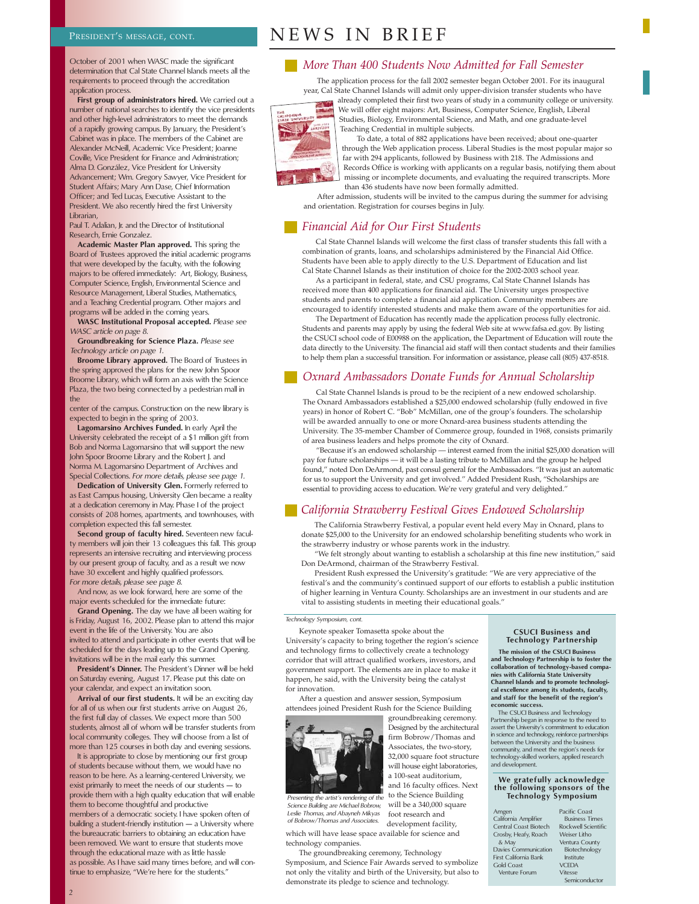## President's Message, cont.

October of 2001 when WASC made the significant determination that Cal State Channel Islands meets all the requirements to proceed through the accreditation application process.

**First group of administrators hired.** We carried out a number of national searches to identify the vice presidents and other high-level administrators to meet the demands of a rapidly growing campus. By January, the President's Cabinet was in place. The members of the Cabinet are Alexander McNeill, Academic Vice President; Joanne Coville, Vice President for Finance and Administration; Alma D. González, Vice President for University Advancement; Wm. Gregory Sawyer, Vice President for Student Affairs; Mary Ann Dase, Chief Information Officer; and Ted Lucas, Executive Assistant to the President. We also recently hired the first University Librarian, Paul T. Adalian, Jr. and the Director of Institutional Research, Ernie Gonzalez.

**Academic Master Plan approved.** This spring the Board of Trustees approved the initial academic programs that were developed by the faculty, with the following majors to be offered immediately: Art, Biology, Business, Computer Science, English, Environmental Science and Resource Management, Liberal Studies, Mathematics, and a Teaching Credential program. Other majors and programs will be added in the coming years.

**WASC Institutional Proposal accepted.** *Please see WASC article on page 8.*

**Groundbreaking for Science Plaza.** *Please see Technology article on page 1.*

**Broome Library approved.** The Board of Trustees in the spring approved the plans for the new John Spoor Broome Library, which will form an axis with the Science Plaza, the two being connected by a pedestrian mall in the center of the campus. Construction on the new library is expected to begin in the spring of 2003.

**Lagomarsino Archives Funded.** In early April the University celebrated the receipt of a $1 million gift from Bob and Norma Lagomarsino that will support the new John Spoor Broome Library and the Robert J. and Norma M. Lagomarsino Department of Archives and Special Collections. *For more details, please see page 1.*

**Dedication of University Glen.** Formerly referred to as East Campus housing, University Glen became a reality at a dedication ceremony in May. Phase I of the project consists of 208 homes, apartments, and townhouses, with completion expected this fall semester.

**Second group of faculty hired.** Seventeen new faculty members will join their 13 colleagues this fall. This group represents an intensive recruiting and interviewing process by our present group of faculty, and as a result we now have 30 excellent and highly qualified professors. *For more details, please see page 8.*

And now, as we look forward, here are some of the major events scheduled for the immediate future:

**Grand Opening.** The day we have all been waiting for is Friday, August 16, 2002. Please plan to attend this major event in the life of the University. You are also invited to attend and participate in other events that will be scheduled for the days leading up to the Grand Opening. Invitations will be in the mail early this summer.

**President's Dinner.** The President's Dinner will be held on Saturday evening, August 17. Please put this date on your calendar, and expect an invitation soon.

**Arrival of our first students.** It will be an exciting day for all of us when our first students arrive on August 26, the first full day of classes. We expect more than 500 students, almost all of whom will be transfer students from local community colleges. They will choose from a list of more than 125 courses in both day and evening sessions.

It is appropriate to close by mentioning our first group of students because without them, we would have no reason to be here. As a learning-centered University, we exist primarily to meet the needs of our students — to provide them with a high quality education that will enable them to become thoughtful and productive members of a democratic society. I have spoken often of building a student-friendly institution — a University where the bureaucratic barriers to obtaining an education have been removed. We want to ensure that students move through the educational maze with as little hassle as possible. As I have said many times before, and will continue to emphasize, "We're here for the students."

# NEWS IN BRIEF

## *More Than 400 Students Now Admitted for Fall Semester*

The application process for the fall 2002 semester began October 2001. For its inaugural year, Cal State Channel Islands will admit only upper-division transfer students who have already completed their first two years of study in a community college or university. We will offer eight majors: Art, Business, Computer Science, English, Liberal Studies, Biology, Environmental Science, and Math, and one graduate-level Teaching Credential in multiple subjects.

To date, a total of 882 applications have been received; about one-quarter through the Web application process. Liberal Studies is the most popular major so far with 294 applicants, followed by Business with 218. The Admissions and Records Office is working with applicants on a regular basis, notifying them about missing or incomplete documents, and evaluating the required transcripts. More than 436 students have now been formally admitted.

After admission, students will be invited to the campus during the summer for advising and orientation. Registration for courses begins in July.

## *Financial Aid for Our First Students*

Cal State Channel Islands will welcome the first class of transfer students this fall with a combination of grants, loans, and scholarships administered by the Financial Aid Office. Students have been able to apply directly to the U.S. Department of Education and list Cal State Channel Islands as their institution of choice for the 2002-2003 school year.

As a participant in federal, state, and CSU programs, Cal State Channel Islands has received more than 400 applications for financial aid. The University urges prospective students and parents to complete a financial aid application. Community members are encouraged to identify interested students and make them aware of the opportunities for aid.

The Department of Education has recently made the application process fully electronic. Students and parents may apply by using the federal Web site at www.fafsa.ed.gov. By listing the CSUCI school code of E00988 on the application, the Department of Education will route the data directly to the University. The financial aid staff will then contact students and their families to help them plan a successful transition. For information or assistance, please call (805) 437-8518.

## *Oxnard Ambassadors Donate Funds for Annual Scholarship*

Cal State Channel Islands is proud to be the recipient of a new endowed scholarship. The Oxnard Ambassadors established a $25,000 endowed scholarship (fully endowed in five years) in honor of Robert C. "Bob" McMillan, one of the group's founders. The scholarship will be awarded annually to one or more Oxnard-area business students attending the University. The 35-member Chamber of Commerce group, founded in 1968, consists primarily of area business leaders and helps promote the city of Oxnard.

"Because it's an endowed scholarship — interest earned from the initial $25,000 donation will pay for future scholarships — it will be a lasting tribute to McMillan and the group he helped found," noted Don DeArmond, past consul general for the Ambassadors. "It was just an automatic for us to support the University and get involved." Added President Rush, "Scholarships are essential to providing access to education. We're very grateful and very delighted."

## *California Strawberry Festival Gives Endowed Scholarship*

The California Strawberry Festival, a popular event held every May in Oxnard, plans to donate $25,000 to the University for an endowed scholarship benefiting students who work in the strawberry industry or whose parents work in the industry.

"We felt strongly about wanting to establish a scholarship at this fine new institution," said Don DeArmond, chairman of the Strawberry Festival.

President Rush expressed the University's gratitude: "We are very appreciative of the festival's and the community's continued support of our efforts to establish a public institution of higher learning in Ventura County. Scholarships are an investment in our students and are vital to assisting students in meeting their educational goals."

*Technology Symposium, cont.*

Keynote speaker Tomasetta spoke about the University's capacity to bring together the region's science and technology firms to collectively create a technology corridor that will attract qualified workers, investors, and government support. The elements are in place to make it happen, he said, with the University being the catalyst for innovation.

After a question and answer session, Symposium attendees joined President Rush for the Science Building groundbreaking ceremony. Designed by the architectural firm Bobrow/Thomas and Associates, the two-story, 32,000 square foot structure will house eight laboratories, a 100-seat auditorium, and 16 faculty offices. Next to the Science Building will be a 340,000 square foot research and development facility, which will have lease space available for science and technology companies.

*Presenting the artist's rendering of the Science Building are Michael Bobrow, Leslie Thomas, and Abayneh Mikyas of Bobrow/Thomas and Associates.*

The groundbreaking ceremony, Technology Symposium, and Science Fair Awards served to symbolize not only the vitality and birth of the University, but also to demonstrate its pledge to science and technology.

### CSUCI Business and Technology Partnership

**The mission of the CSUCI Business and Technology Partnership is to foster the collaboration of technology-based companies with California State University Channel Islands and to promote technological excellence among its students, faculty, and staff for the benefit of the region's economic success.**

The CSUCI Business and Technology Partnership began in response to the need to assert the University's commitment to education in science and technology, reinforce partnerships between the University and the business community, and meet the region's needs for technology-skilled workers, applied research and development.

### We gratefully acknowledge the following sponsors of the Technology Symposium

- Amgen
- California Amplifier
- Central Coast Biotech
- Crosby, Heafy, Roach & May
- Davies Communication
- First California Bank
- Gold Coast Venture Forum
- Pacific Coast Business Times
- Rockwell Scientific
- Weiser Litho
- Ventura County Biotechnology Institute
- VCEDA
- Vitesse Semiconductor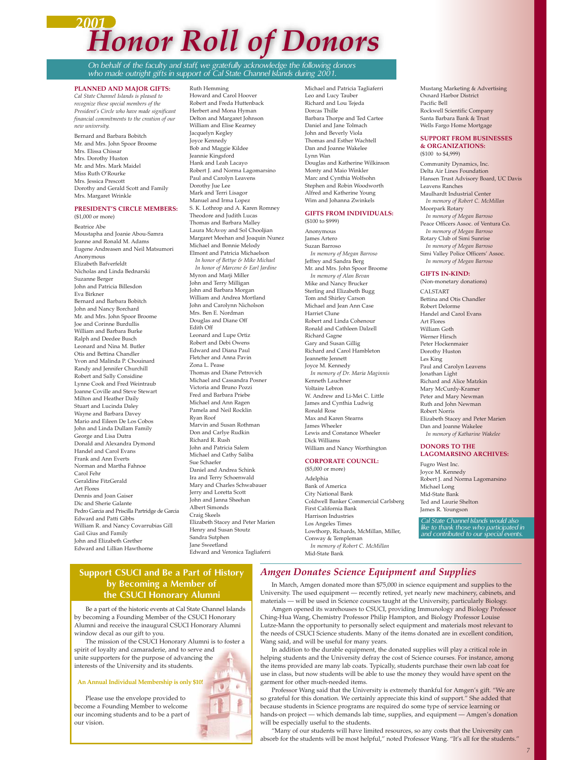# 2001 Honor Roll of Donors

*On behalf of the faculty and staff, we gratefully acknowledge the following donors who made outright gifts in support of Cal State Channel Islands during 2001.*

**PLANNED AND MAJOR GIFTS:**

*Cal State Channel Islands is pleased to recognize these special members of the President's Circle who have made significant financial commitments to the creation of our new university.*

Bernard and Barbara Bobitch
Mr. and Mrs. John Spoor Broome
Mrs. Elissa Chissar
Mrs. Dorothy Huston
Mr. and Mrs. Mark Maidel
Miss Ruth O'Rourke
Mrs. Jessica Prescott
Dorothy and Gerald Scott and Family
Mrs. Margaret Wrinkle

**PRESIDENT'S CIRCLE MEMBERS:**

($1,000 or more)

Beatrice Abe
Moustapha and Joanie Abou-Samra
Jeanne and Ronald M. Adams
Eugene Andreasen and Neil Matsumori
Anonymous
Elizabeth Bafverfeldt
Nicholas and Linda Bednarski
Suzanne Berger
John and Patricia Billesdon
Eva Birkner
Bernard and Barbara Bobitch
John and Nancy Borchard
Mr. and Mrs. John Spoor Broome
Joe and Corinne Burdullis
William and Barbara Burke
Ralph and Deedee Busch
Leonard and Nina M. Butler
Otis and Bettina Chandler
Yvon and Malinda P. Chouinard
Randy and Jennifer Churchill
Robert and Sally Considine
Lynne Cook and Fred Weintraub
Joanne Coville and Steve Stewart
Milton and Heather Daily
Stuart and Lucinda Daley
Wayne and Barbara Davey
Mario and Eileen De Los Cobos
John and Linda Dullam Family
George and Lisa Dutra
Donald and Alexandra Dymond
Handel and Carol Evans
Frank and Ann Everts
Norman and Martha Fahnoe
Carol Fehr
Geraldine FitzGerald
Art Flores
Dennis and Joan Gaiser
Dic and Sherie Galante
Pedro Garcia and Priscilla Partridge de Garcia
Edward and Patti Gibbs
William R. and Nancy Covarrubias Gill
Gail Gius and Family
John and Elizabeth Grether
Edward and Lillian Hawthorne
Ruth Hemming
Howard and Carol Hoover
Robert and Freda Huttenback
Herbert and Mona Hyman
Delton and Margaret Johnson
William and Elise Kearney
Jacquelyn Kegley
Joyce Kennedy
Bob and Maggie Kildee
Jeannie Kingsford
Hank and Leah Lacayo
Robert J. and Norma Lagomarsino
Paul and Carolyn Leavens
Dorothy Jue Lee
Mark and Terri Lisagor
Manuel and Irma Lopez
S. K. Lothrop and A. Karen Romney
Theodore and Judith Lucas
Thomas and Barbara Malley
Laura McAvoy and Sol Chooljian
Margaret Meehan and Joaquin Nunez
Michael and Bonnie Melody
Elmont and Patricia Michaelson
*In honor of Bettye & Mike Michael*
*In honor of Marcene & Earl Jardine*
Myron and Marji Miller
John and Terry Milligan
John and Barbara Morgan
William and Andrea Mortland
John and Carolynn Nicholson
Mrs. Ben E. Nordman
Douglas and Diane Off
Edith Off
Leonard and Lupe Ortiz
Robert and Debi Owens
Edward and Diana Paul
Fletcher and Anna Pavin
Zona L. Pease
Thomas and Diane Petrovich
Michael and Cassandra Posner
Victoria and Bruno Pozzi
Fred and Barbara Priebe
Michael and Ann Ragen
Pamela and Neil Rocklin
Ryan Roof
Marvin and Susan Rothman
Don and Carlye Rudkin
Richard R. Rush
John and Patricia Salem
Michael and Cathy Saliba
Sue Schaefer
Daniel and Andrea Schink
Ira and Terry Schoenwald
Mary and Charles Schwabauer
Jerry and Loretta Scott
John and Janna Sheehan
Albert Simonds
Craig Skeels
Elizabeth Stacey and Peter Marien
Henry and Susan Stoutz
Sandra Sutphen
Jane Sweetland
Edward and Veronica Tagliaferri
Michael and Patricia Tagliaferri
Leo and Lucy Tauber
Richard and Lou Tejeda
Dorcas Thille
Barbara Thorpe and Ted Cartee
Daniel and Jane Tolmach
John and Beverly Viola
Thomas and Esther Wachtell
Dan and Joanne Wakelee
Lynn Wan
Douglas and Katherine Wilkinson
Monty and Maio Winkler
Marc and Cynthia Wolfsohn
Stephen and Robin Woodworth
Alfred and Katherine Young
Wim and Johanna Zwinkels

**GIFTS FROM INDIVIDUALS:**

($100 to $999)

Anonymous
James Artero
Suzan Barroso
*In memory of Megan Barroso*
Jeffrey and Sandra Berg
Mr. and Mrs. John Spoor Broome
*In memory of Alan Bevan*
Mike and Nancy Brucker
Sterling and Elizabeth Bugg
Tom and Shirley Carson
Michael and Jean Ann Case
Harriet Clune
Robert and Linda Cohenour
Ronald and Cathleen Dalzell
Richard Gagne
Gary and Susan Gillig
Richard and Carol Hambleton
Jeannette Jennett
Joyce M. Kennedy
*In memory of Dr. Maria Maginnis*
Kenneth Lauchner
Voltaire Lebron
W. Andrew and Li-Mei C. Little
James and Cynthia Ludwig
Ronald Rose
Max and Karen Stearns
James Wheeler
Lewis and Constance Wheeler
Dick Williams
William and Nancy Worthington

**CORPORATE COUNCIL:**

($5,000 or more)

Adelphia
Bank of America
City National Bank
Coldwell Banker Commercial Carlsberg
First California Bank
Harrison Industries
Los Angeles Times
Lowthorp, Richards, McMillan, Miller, Conway & Templeman
*In memory of Robert C. McMillan*
Mid-State Bank
Mustang Marketing & Advertising
Oxnard Harbor District
Pacific Bell
Rockwell Scientific Company
Santa Barbara Bank & Trust
Wells Fargo Home Mortgage

**SUPPORT FROM BUSINESSES & ORGANIZATIONS:**

($100 to $4,999)

Community Dynamics, Inc.
Delta Air Lines Foundation
Hansen Trust Advisory Board, UC Davis
Leavens Ranches
Maulhardt Industrial Center
*In memory of Robert C. McMillan*
Moorpark Rotary
*In memory of Megan Barroso*
Peace Officers Assoc. of Ventura Co.
*In memory of Megan Barroso*
Rotary Club of Simi Sunrise
*In memory of Megan Barroso*
Simi Valley Police Officers' Assoc.
*In memory of Megan Barroso*

**GIFTS IN-KIND:**

(Non-monetary donations)

CALSTART
Bettina and Otis Chandler
Robert Delorme
Handel and Carol Evans
Art Flores
William Goth
Werner Hirsch
Peter Hockenmaier
Dorothy Huston
Les King
Paul and Carolyn Leavens
Jonathan Light
Richard and Alice Matzkin
Mary McCurdy-Kramer
Peter and Mary Newman
Ruth and John Newman
Robert Norris
Elizabeth Stacey and Peter Marien
Dan and Joanne Wakelee
*In memory of Katharine Wakelee*

**DONORS TO THE LAGOMARSINO ARCHIVES:**

Fugro West Inc.
Joyce M. Kennedy
Robert J. and Norma Lagomarsino
Michael Long
Mid-State Bank
Ted and Laurie Shelton
James R. Youngson

*Cal State Channel Islands would also like to thank those who participated in and contributed to our special events.*

## Support CSUCI and Be a Part of History by Becoming a Member of the CSUCI Honorary Alumni

Be a part of the historic events at Cal State Channel Islands by becoming a Founding Member of the CSUCI Honorary Alumni and receive the inaugural CSUCI Honorary Alumni window decal as our gift to you.

The mission of the CSUCI Honorary Alumni is to foster a spirit of loyalty and camaraderie, and to serve and unite supporters for the purpose of advancing the interests of the University and its students.

**An Annual Individual Membership is only $10!**

Please use the envelope provided to become a Founding Member to welcome our incoming students and to be a part of our vision.

## *Amgen Donates Science Equipment and Supplies*

In March, Amgen donated more than $75,000 in science equipment and supplies to the University. The used equipment — recently retired, yet nearly new machinery, cabinets, and materials — will be used in Science courses taught at the University, particularly Biology.

Amgen opened its warehouses to CSUCI, providing Immunology and Biology Professor Ching-Hua Wang, Chemistry Professor Philip Hampton, and Biology Professor Louise Lutze-Mann the opportunity to personally select equipment and materials most relevant to the needs of CSUCI Science students. Many of the items donated are in excellent condition, Wang said, and will be useful for many years.

In addition to the durable equipment, the donated supplies will play a critical role in helping students and the University defray the cost of Science courses. For instance, among the items provided are many lab coats. Typically, students purchase their own lab coat for use in class, but now students will be able to use the money they would have spent on the garment for other much-needed items.

Professor Wang said that the University is extremely thankful for Amgen's gift. "We are so grateful for this donation. We certainly appreciate this kind of support." She added that because students in Science programs are required do some type of service learning or hands-on project — which demands lab time, supplies, and equipment — Amgen's donation will be especially useful to the students.

"Many of our students will have limited resources, so any costs that the University can absorb for the students will be most helpful," noted Professor Wang. "It's all for the students."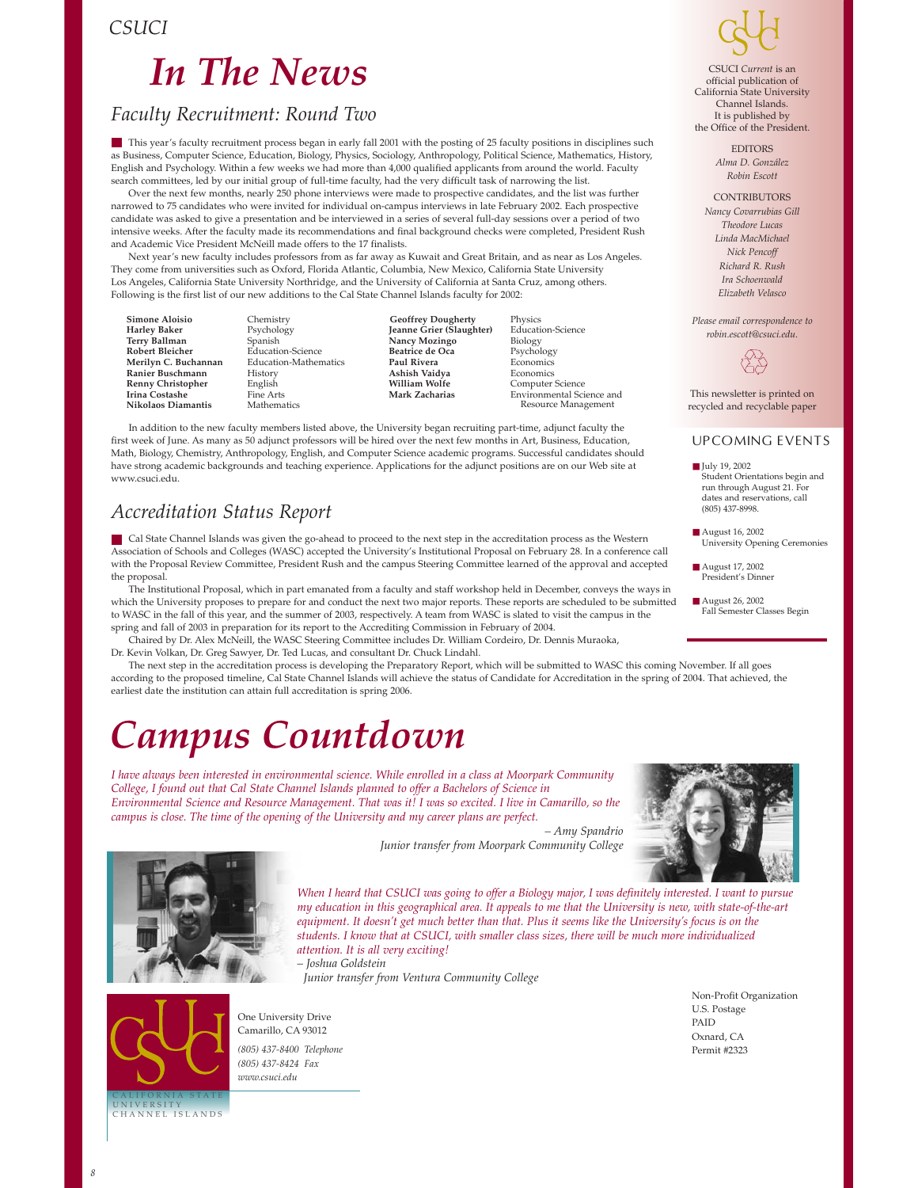CSUCI

# In The News

## Faculty Recruitment: Round Two

This year's faculty recruitment process began in early fall 2001 with the posting of 25 faculty positions in disciplines such as Business, Computer Science, Education, Biology, Physics, Sociology, Anthropology, Political Science, Mathematics, History, English and Psychology. Within a few weeks we had more than 4,000 qualified applicants from around the world. Faculty search committees, led by our initial group of full-time faculty, had the very difficult task of narrowing the list.

Over the next few months, nearly 250 phone interviews were made to prospective candidates, and the list was further narrowed to 75 candidates who were invited for individual on-campus interviews in late February 2002. Each prospective candidate was asked to give a presentation and be interviewed in a series of several full-day sessions over a period of two intensive weeks. After the faculty made its recommendations and final background checks were completed, President Rush and Academic Vice President McNeill made offers to the 17 finalists.

Next year's new faculty includes professors from as far away as Kuwait and Great Britain, and as near as Los Angeles. They come from universities such as Oxford, Florida Atlantic, Columbia, New Mexico, California State University Los Angeles, California State University Northridge, and the University of California at Santa Cruz, among others. Following is the first list of our new additions to the Cal State Channel Islands faculty for 2002:

| | |
|---|---|
| **Simone Aloisio** | Chemistry |
| **Harley Baker** | Psychology |
| **Terry Ballman** | Spanish |
| **Robert Bleicher** | Education-Science |
| **Merilyn C. Buchannan** | Education-Mathematics |
| **Ranier Buschmann** | History |
| **Renny Christopher** | English |
| **Irina Costashe** | Fine Arts |
| **Nikolaos Diamantis** | Mathematics |
| **Geoffrey Dougherty** | Physics |
| **Jeanne Grier (Slaughter)** | Education-Science |
| **Nancy Mozingo** | Biology |
| **Beatrice de Oca** | Psychology |
| **Paul Rivera** | Economics |
| **Ashish Vaidya** | Economics |
| **William Wolfe** | Computer Science |
| **Mark Zacharias** | Environmental Science and Resource Management |

In addition to the new faculty members listed above, the University began recruiting part-time, adjunct faculty the first week of June. As many as 50 adjunct professors will be hired over the next few months in Art, Business, Education, Math, Biology, Chemistry, Anthropology, English, and Computer Science academic programs. Successful candidates should have strong academic backgrounds and teaching experience. Applications for the adjunct positions are on our Web site at www.csuci.edu.

## Accreditation Status Report

Cal State Channel Islands was given the go-ahead to proceed to the next step in the accreditation process as the Western Association of Schools and Colleges (WASC) accepted the University's Institutional Proposal on February 28. In a conference call with the Proposal Review Committee, President Rush and the campus Steering Committee learned of the approval and accepted the proposal.

The Institutional Proposal, which in part emanated from a faculty and staff workshop held in December, conveys the ways in which the University proposes to prepare for and conduct the next two major reports. These reports are scheduled to be submitted to WASC in the fall of this year, and the summer of 2003, respectively. A team from WASC is slated to visit the campus in the spring and fall of 2003 in preparation for its report to the Accrediting Commission in February of 2004.

Chaired by Dr. Alex McNeill, the WASC Steering Committee includes Dr. William Cordeiro, Dr. Dennis Muraoka, Dr. Kevin Volkan, Dr. Greg Sawyer, Dr. Ted Lucas, and consultant Dr. Chuck Lindahl.

The next step in the accreditation process is developing the Preparatory Report, which will be submitted to WASC this coming November. If all goes according to the proposed timeline, Cal State Channel Islands will achieve the status of Candidate for Accreditation in the spring of 2004. That achieved, the earliest date the institution can attain full accreditation is spring 2006.

# Campus Countdown

*I have always been interested in environmental science. While enrolled in a class at Moorpark Community College, I found out that Cal State Channel Islands planned to offer a Bachelors of Science in Environmental Science and Resource Management. That was it! I was so excited. I live in Camarillo, so the campus is close. The time of the opening of the University and my career plans are perfect.*

*– Amy Spandrio*
*Junior transfer from Moorpark Community College*

*When I heard that CSUCI was going to offer a Biology major, I was definitely interested. I want to pursue my education in this geographical area. It appeals to me that the University is new, with state-of-the-art equipment. It doesn't get much better than that. Plus it seems like the University's focus is on the students. I know that at CSUCI, with smaller class sizes, there will be much more individualized attention. It is all very exciting!*

*– Joshua Goldstein*
*Junior transfer from Ventura Community College*

---

CSUCI *Current* is an official publication of California State University Channel Islands. It is published by the Office of the President.

EDITORS
*Alma D. González*
*Robin Escott*

CONTRIBUTORS
*Nancy Covarrubias Gill*
*Theodore Lucas*
*Linda MacMichael*
*Nick Pencoff*
*Richard R. Rush*
*Ira Schoenwald*
*Elizabeth Velasco*

*Please email correspondence to robin.escott@csuci.edu.*

This newsletter is printed on recycled and recyclable paper

## UPCOMING EVENTS

- July 19, 2002
  Student Orientations begin and run through August 21. For dates and reservations, call (805) 437-8998.
- August 16, 2002
  University Opening Ceremonies
- August 17, 2002
  President's Dinner
- August 26, 2002
  Fall Semester Classes Begin

---

CALIFORNIA STATE UNIVERSITY CHANNEL ISLANDS

One University Drive
Camarillo, CA 93012

*(805) 437-8400 Telephone*
*(805) 437-8424 Fax*
*www.csuci.edu*

Non-Profit Organization
U.S. Postage
PAID
Oxnard, CA
Permit #2323